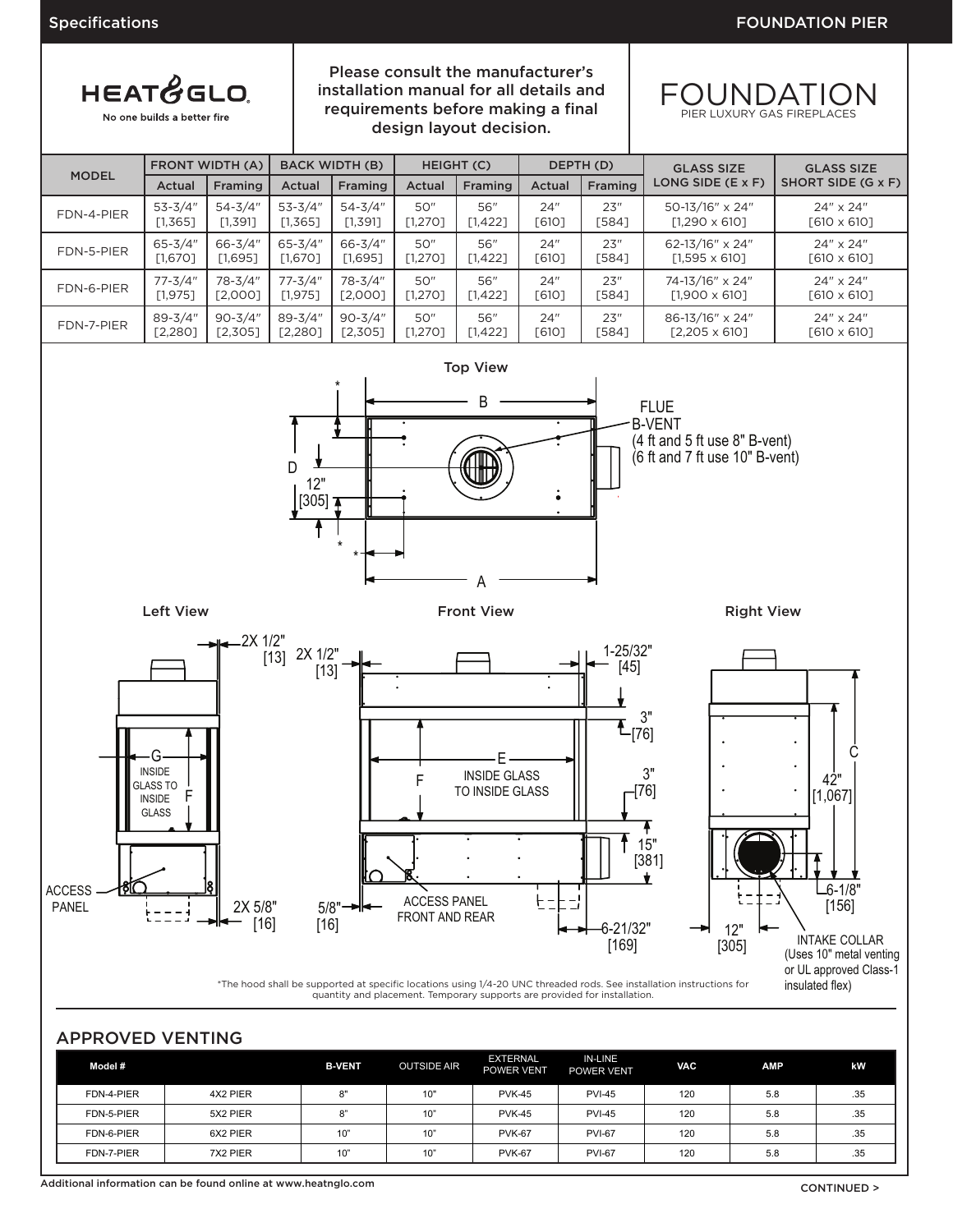Specifications — FOUNDATION PIER

**HEAT&GLO** No one builds a better fire

Please consult the manufacturer's installation manual for all details and requirements before making a final design layout decision.

# FOUNDATION
PIER LUXURY GAS FIREPLACES

| MODEL | FRONT WIDTH (A) | | BACK WIDTH (B) | | HEIGHT (C) | | DEPTH (D) | | GLASS SIZE LONG SIDE (E x F) | GLASS SIZE SHORT SIDE (G x F) |
|---|---|---|---|---|---|---|---|---|---|---|
| | Actual | Framing | Actual | Framing | Actual | Framing | Actual | Framing | | |
| FDN-4-PIER | 53-3/4" [1,365] | 54-3/4" [1,391] | 53-3/4" [1,365] | 54-3/4" [1,391] | 50" [1,270] | 56" [1,422] | 24" [610] | 23" [584] | 50-13/16" x 24" [1,290 x 610] | 24" x 24" [610 x 610] |
| FDN-5-PIER | 65-3/4" [1,670] | 66-3/4" [1,695] | 65-3/4" [1,670] | 66-3/4" [1,695] | 50" [1,270] | 56" [1,422] | 24" [610] | 23" [584] | 62-13/16" x 24" [1,595 x 610] | 24" x 24" [610 x 610] |
| FDN-6-PIER | 77-3/4" [1,975] | 78-3/4" [2,000] | 77-3/4" [1,975] | 78-3/4" [2,000] | 50" [1,270] | 56" [1,422] | 24" [610] | 23" [584] | 74-13/16" x 24" [1,900 x 610] | 24" x 24" [610 x 610] |
| FDN-7-PIER | 89-3/4" [2,280] | 90-3/4" [2,305] | 89-3/4" [2,280] | 90-3/4" [2,305] | 50" [1,270] | 56" [1,422] | 24" [610] | 23" [584] | 86-13/16" x 24" [2,205 x 610] | 24" x 24" [610 x 610] |

Top View

FLUE B-VENT (4 ft and 5 ft use 8" B-vent) (6 ft and 7 ft use 10" B-vent)

Left View — Front View — Right View

INTAKE COLLAR (Uses 10" metal venting or UL approved Class-1 insulated flex)

*The hood shall be supported at specific locations using 1/4-20 UNC threaded rods. See installation instructions for quantity and placement. Temporary supports are provided for installation.

## APPROVED VENTING

| Model # | | B-VENT | OUTSIDE AIR | EXTERNAL POWER VENT | IN-LINE POWER VENT | VAC | AMP | kW |
|---|---|---|---|---|---|---|---|---|
| FDN-4-PIER | 4X2 PIER | 8" | 10" | PVK-45 | PVI-45 | 120 | 5.8 | .35 |
| FDN-5-PIER | 5X2 PIER | 8" | 10" | PVK-45 | PVI-45 | 120 | 5.8 | .35 |
| FDN-6-PIER | 6X2 PIER | 10" | 10" | PVK-67 | PVI-67 | 120 | 5.8 | .35 |
| FDN-7-PIER | 7X2 PIER | 10" | 10" | PVK-67 | PVI-67 | 120 | 5.8 | .35 |

Additional information can be found online at www.heatnglo.com

CONTINUED >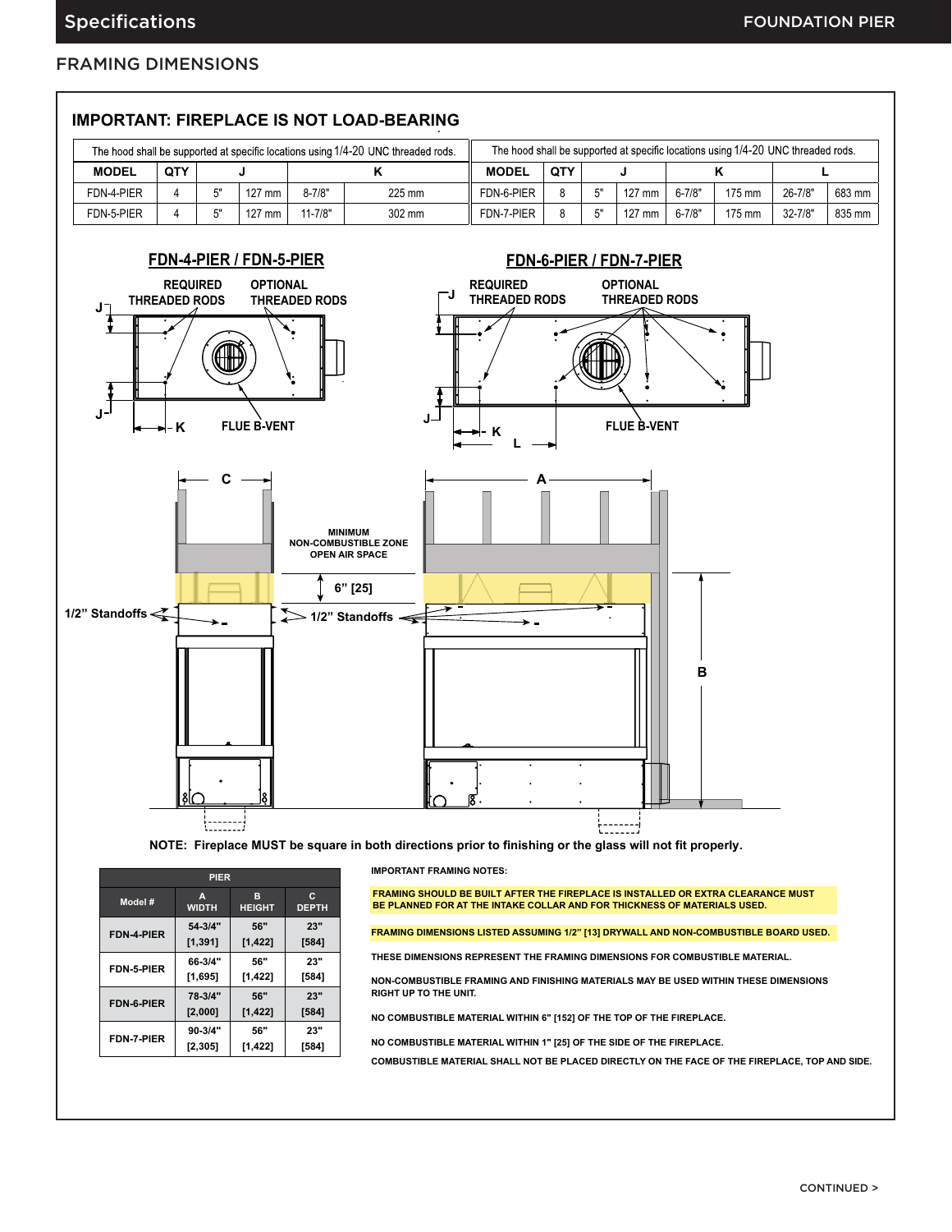## FRAMING DIMENSIONS

### IMPORTANT: FIREPLACE IS NOT LOAD-BEARING

The hood shall be supported at specific locations using 1/4-20 UNC threaded rods.

| MODEL | QTY | J | | K | |
|---|---|---|---|---|---|
| FDN-4-PIER | 4 | 5" | 127 mm | 8-7/8" | 225 mm |
| FDN-5-PIER | 4 | 5" | 127 mm | 11-7/8" | 302 mm |

The hood shall be supported at specific locations using 1/4-20 UNC threaded rods.

| MODEL | QTY | J | | K | | L | |
|---|---|---|---|---|---|---|---|
| FDN-6-PIER | 8 | 5" | 127 mm | 6-7/8" | 175 mm | 26-7/8" | 683 mm |
| FDN-7-PIER | 8 | 5" | 127 mm | 6-7/8" | 175 mm | 32-7/8" | 835 mm |

**FDN-4-PIER / FDN-5-PIER**

REQUIRED THREADED RODS — OPTIONAL THREADED RODS — FLUE B-VENT — J — K

**FDN-6-PIER / FDN-7-PIER**

REQUIRED THREADED RODS — OPTIONAL THREADED RODS — FLUE B-VENT — J — K — L

MINIMUM NON-COMBUSTIBLE ZONE OPEN AIR SPACE — 6" [25] — 1/2" Standoffs — A — B — C

**NOTE: Fireplace MUST be square in both directions prior to finishing or the glass will not fit properly.**

| PIER | | | |
|---|---|---|---|
| Model # | A WIDTH | B HEIGHT | C DEPTH |
| FDN-4-PIER | 54-3/4" [1,391] | 56" [1,422] | 23" [584] |
| FDN-5-PIER | 66-3/4" [1,695] | 56" [1,422] | 23" [584] |
| FDN-6-PIER | 78-3/4" [2,000] | 56" [1,422] | 23" [584] |
| FDN-7-PIER | 90-3/4" [2,305] | 56" [1,422] | 23" [584] |

**IMPORTANT FRAMING NOTES:**

**FRAMING SHOULD BE BUILT AFTER THE FIREPLACE IS INSTALLED OR EXTRA CLEARANCE MUST BE PLANNED FOR AT THE INTAKE COLLAR AND FOR THICKNESS OF MATERIALS USED.**

**FRAMING DIMENSIONS LISTED ASSUMING 1/2" [13] DRYWALL AND NON-COMBUSTIBLE BOARD USED.**

**THESE DIMENSIONS REPRESENT THE FRAMING DIMENSIONS FOR COMBUSTIBLE MATERIAL.**

**NON-COMBUSTIBLE FRAMING AND FINISHING MATERIALS MAY BE USED WITHIN THESE DIMENSIONS RIGHT UP TO THE UNIT.**

**NO COMBUSTIBLE MATERIAL WITHIN 6" [152] OF THE TOP OF THE FIREPLACE.**

**NO COMBUSTIBLE MATERIAL WITHIN 1" [25] OF THE SIDE OF THE FIREPLACE.**

**COMBUSTIBLE MATERIAL SHALL NOT BE PLACED DIRECTLY ON THE FACE OF THE FIREPLACE, TOP AND SIDE.**

CONTINUED >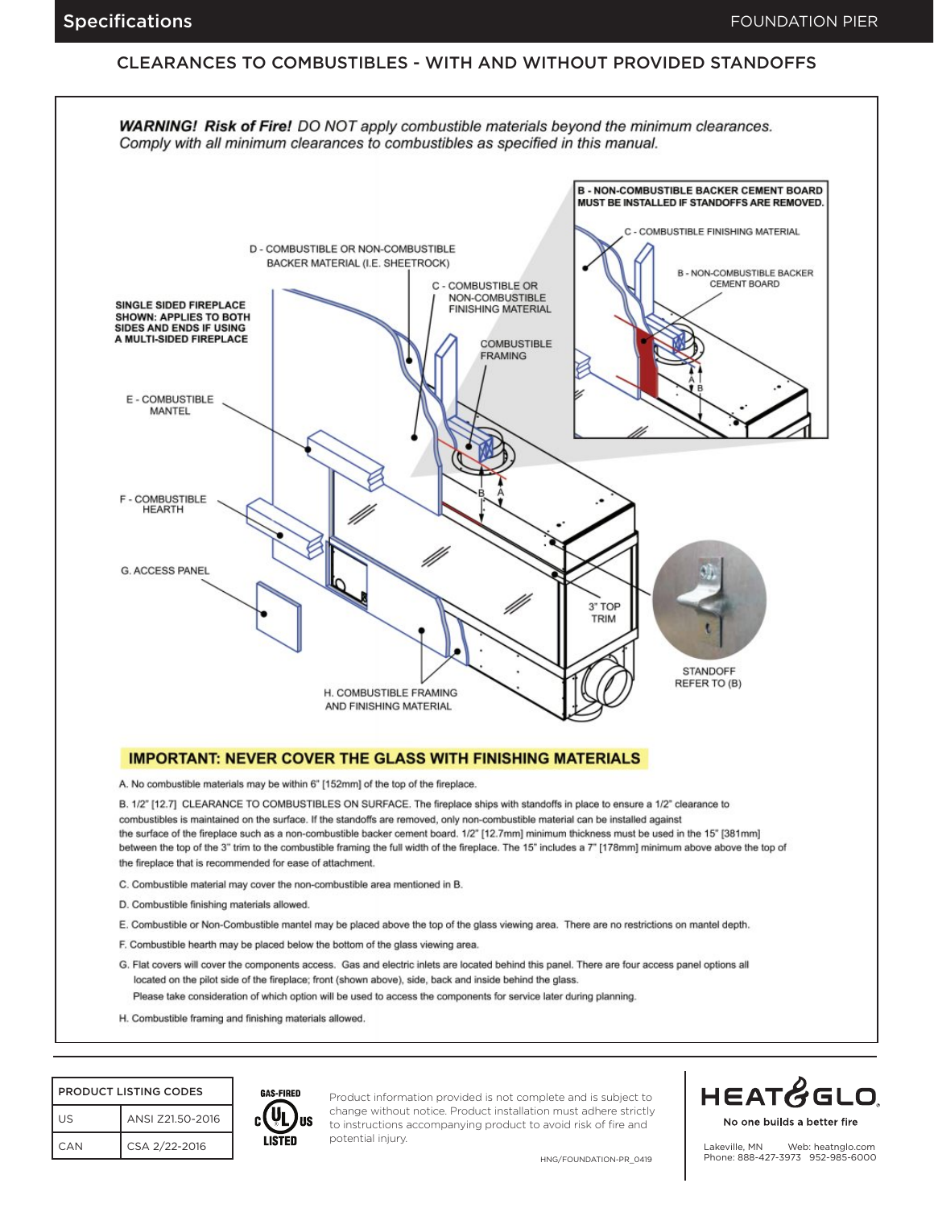## Specifications

FOUNDATION PIER

### CLEARANCES TO COMBUSTIBLES - WITH AND WITHOUT PROVIDED STANDOFFS

***WARNING! Risk of Fire!*** *DO NOT apply combustible materials beyond the minimum clearances. Comply with all minimum clearances to combustibles as specified in this manual.*

B - NON-COMBUSTIBLE BACKER CEMENT BOARD MUST BE INSTALLED IF STANDOFFS ARE REMOVED.

C - COMBUSTIBLE FINISHING MATERIAL

B - NON-COMBUSTIBLE BACKER CEMENT BOARD

D - COMBUSTIBLE OR NON-COMBUSTIBLE BACKER MATERIAL (I.E. SHEETROCK)

C - COMBUSTIBLE OR NON-COMBUSTIBLE FINISHING MATERIAL

SINGLE SIDED FIREPLACE SHOWN: APPLIES TO BOTH SIDES AND ENDS IF USING A MULTI-SIDED FIREPLACE

COMBUSTIBLE FRAMING

E - COMBUSTIBLE MANTEL

F - COMBUSTIBLE HEARTH

G. ACCESS PANEL

3" TOP TRIM

STANDOFF REFER TO (B)

H. COMBUSTIBLE FRAMING AND FINISHING MATERIAL

**IMPORTANT: NEVER COVER THE GLASS WITH FINISHING MATERIALS**

A. No combustible materials may be within 6" [152mm] of the top of the fireplace.

B. 1/2" [12.7] CLEARANCE TO COMBUSTIBLES ON SURFACE. The fireplace ships with standoffs in place to ensure a 1/2" clearance to combustibles is maintained on the surface. If the standoffs are removed, only non-combustible material can be installed against the surface of the fireplace such as a non-combustible backer cement board. 1/2" [12.7mm] minimum thickness must be used in the 15" [381mm] between the top of the 3" trim to the combustible framing the full width of the fireplace. The 15" includes a 7" [178mm] minimum above above the top of the fireplace that is recommended for ease of attachment.

C. Combustible material may cover the non-combustible area mentioned in B.

D. Combustible finishing materials allowed.

E. Combustible or Non-Combustible mantel may be placed above the top of the glass viewing area. There are no restrictions on mantel depth.

F. Combustible hearth may be placed below the bottom of the glass viewing area.

G. Flat covers will cover the components access. Gas and electric inlets are located behind this panel. There are four access panel options all located on the pilot side of the fireplace; front (shown above), side, back and inside behind the glass. Please take consideration of which option will be used to access the components for service later during planning.

H. Combustible framing and finishing materials allowed.

| PRODUCT LISTING CODES | |
|---|---|
| US | ANSI Z21.50-2016 |
| CAN | CSA 2/22-2016 |

GAS-FIRED c UL us LISTED

Product information provided is not complete and is subject to change without notice. Product installation must adhere strictly to instructions accompanying product to avoid risk of fire and potential injury.

HNG/FOUNDATION-PR_0419

HEAT&GLO
No one builds a better fire

Lakeville, MN Web: heatnglo.com
Phone: 888-427-3973 952-985-6000